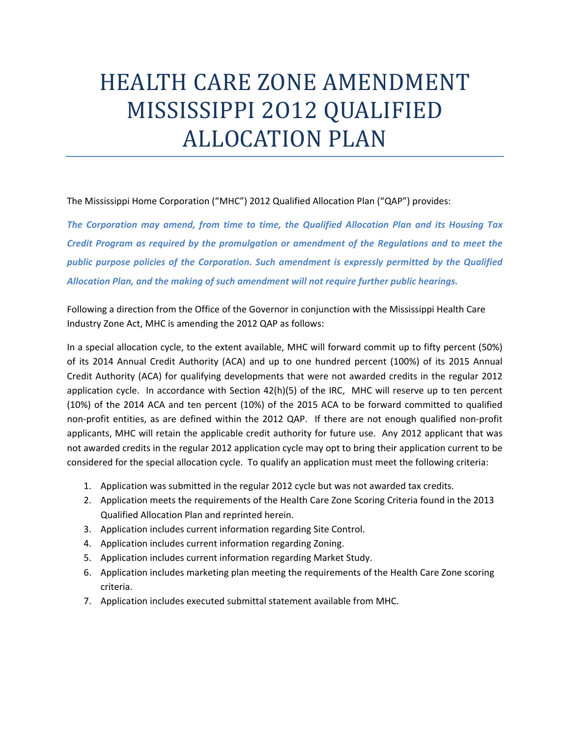# HEALTH CARE ZONE AMENDMENT MISSISSIPPI 2012 QUALIFIED ALLOCATION PLAN

The Mississippi Home Corporation ("MHC") 2012 Qualified Allocation Plan ("QAP") provides:

***The Corporation may amend, from time to time, the Qualified Allocation Plan and its Housing Tax Credit Program as required by the promulgation or amendment of the Regulations and to meet the public purpose policies of the Corporation. Such amendment is expressly permitted by the Qualified Allocation Plan, and the making of such amendment will not require further public hearings.***

Following a direction from the Office of the Governor in conjunction with the Mississippi Health Care Industry Zone Act, MHC is amending the 2012 QAP as follows:

In a special allocation cycle, to the extent available, MHC will forward commit up to fifty percent (50%) of its 2014 Annual Credit Authority (ACA) and up to one hundred percent (100%) of its 2015 Annual Credit Authority (ACA) for qualifying developments that were not awarded credits in the regular 2012 application cycle. In accordance with Section 42(h)(5) of the IRC, MHC will reserve up to ten percent (10%) of the 2014 ACA and ten percent (10%) of the 2015 ACA to be forward committed to qualified non-profit entities, as are defined within the 2012 QAP. If there are not enough qualified non-profit applicants, MHC will retain the applicable credit authority for future use. Any 2012 applicant that was not awarded credits in the regular 2012 application cycle may opt to bring their application current to be considered for the special allocation cycle. To qualify an application must meet the following criteria:

1. Application was submitted in the regular 2012 cycle but was not awarded tax credits.
2. Application meets the requirements of the Health Care Zone Scoring Criteria found in the 2013 Qualified Allocation Plan and reprinted herein.
3. Application includes current information regarding Site Control.
4. Application includes current information regarding Zoning.
5. Application includes current information regarding Market Study.
6. Application includes marketing plan meeting the requirements of the Health Care Zone scoring criteria.
7. Application includes executed submittal statement available from MHC.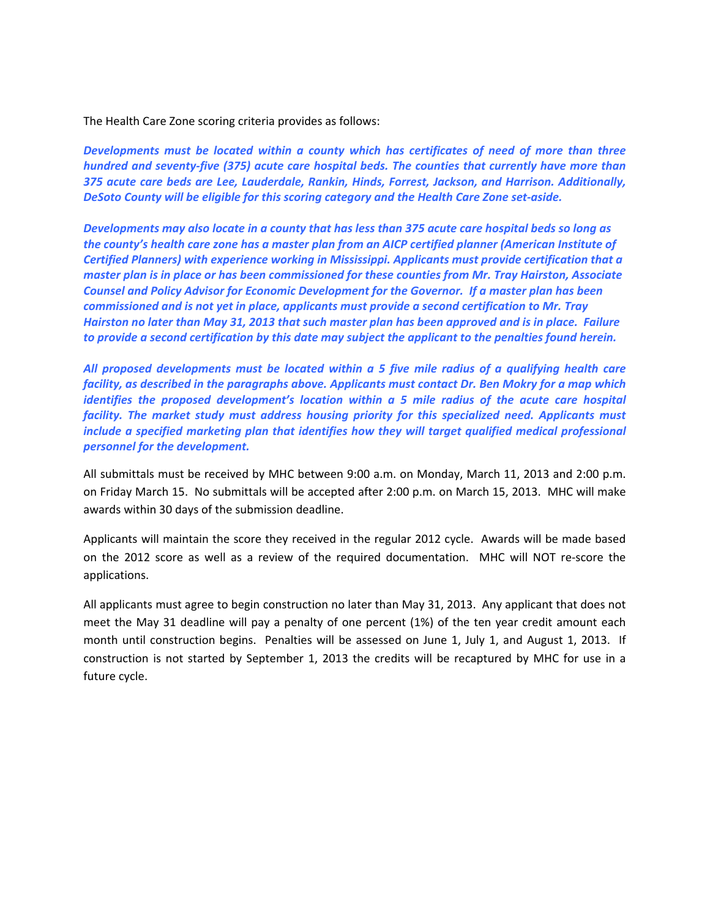The Health Care Zone scoring criteria provides as follows:

***Developments must be located within a county which has certificates of need of more than three hundred and seventy-five (375) acute care hospital beds. The counties that currently have more than 375 acute care beds are Lee, Lauderdale, Rankin, Hinds, Forrest, Jackson, and Harrison. Additionally, DeSoto County will be eligible for this scoring category and the Health Care Zone set-aside.***

***Developments may also locate in a county that has less than 375 acute care hospital beds so long as the county's health care zone has a master plan from an AICP certified planner (American Institute of Certified Planners) with experience working in Mississippi. Applicants must provide certification that a master plan is in place or has been commissioned for these counties from Mr. Tray Hairston, Associate Counsel and Policy Advisor for Economic Development for the Governor. If a master plan has been commissioned and is not yet in place, applicants must provide a second certification to Mr. Tray Hairston no later than May 31, 2013 that such master plan has been approved and is in place. Failure to provide a second certification by this date may subject the applicant to the penalties found herein.***

***All proposed developments must be located within a 5 five mile radius of a qualifying health care facility, as described in the paragraphs above. Applicants must contact Dr. Ben Mokry for a map which identifies the proposed development's location within a 5 mile radius of the acute care hospital facility. The market study must address housing priority for this specialized need. Applicants must include a specified marketing plan that identifies how they will target qualified medical professional personnel for the development.***

All submittals must be received by MHC between 9:00 a.m. on Monday, March 11, 2013 and 2:00 p.m. on Friday March 15. No submittals will be accepted after 2:00 p.m. on March 15, 2013. MHC will make awards within 30 days of the submission deadline.

Applicants will maintain the score they received in the regular 2012 cycle. Awards will be made based on the 2012 score as well as a review of the required documentation. MHC will NOT re-score the applications.

All applicants must agree to begin construction no later than May 31, 2013. Any applicant that does not meet the May 31 deadline will pay a penalty of one percent (1%) of the ten year credit amount each month until construction begins. Penalties will be assessed on June 1, July 1, and August 1, 2013. If construction is not started by September 1, 2013 the credits will be recaptured by MHC for use in a future cycle.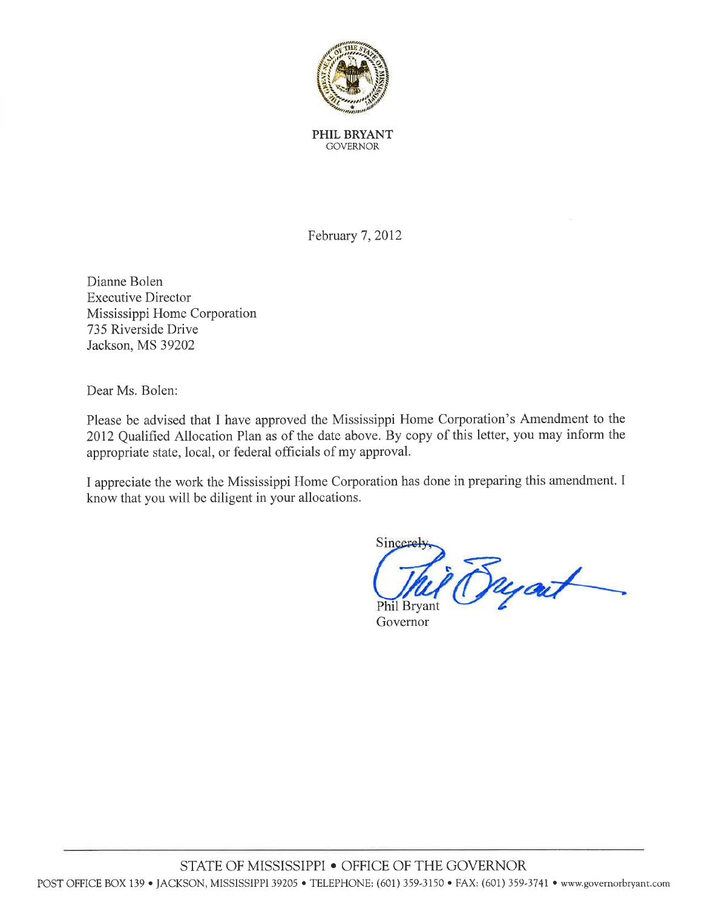**PHIL BRYANT**
GOVERNOR

February 7, 2012

Dianne Bolen
Executive Director
Mississippi Home Corporation
735 Riverside Drive
Jackson, MS 39202

Dear Ms. Bolen:

Please be advised that I have approved the Mississippi Home Corporation's Amendment to the 2012 Qualified Allocation Plan as of the date above. By copy of this letter, you may inform the appropriate state, local, or federal officials of my approval.

I appreciate the work the Mississippi Home Corporation has done in preparing this amendment. I know that you will be diligent in your allocations.

Sincerely,

Phil Bryant
Governor

STATE OF MISSISSIPPI • OFFICE OF THE GOVERNOR
POST OFFICE BOX 139 • JACKSON, MISSISSIPPI 39205 • TELEPHONE: (601) 359-3150 • FAX: (601) 359-3741 • www.governorbryant.com